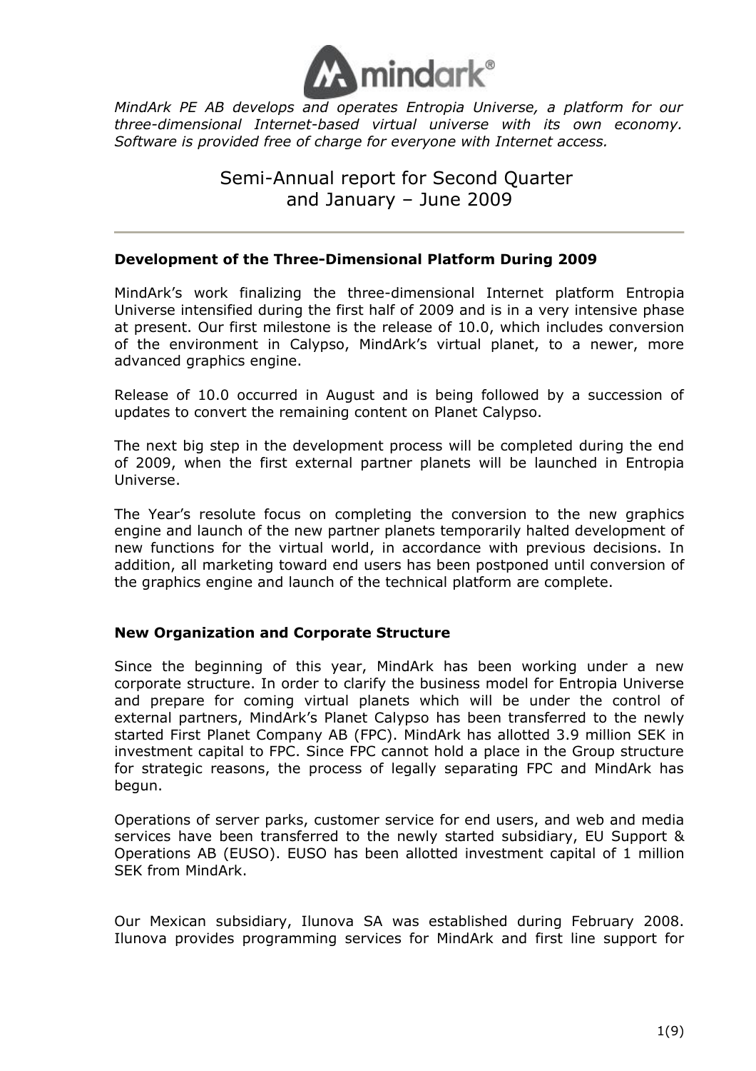*MindArk PE AB develops and operates Entropia Universe, a platform for our three-dimensional Internet-based virtual universe with its own economy. Software is provided free of charge for everyone with Internet access.*

# Semi-Annual report for Second Quarter and January – June 2009

## Development of the Three-Dimensional Platform During 2009

MindArk's work finalizing the three-dimensional Internet platform Entropia Universe intensified during the first half of 2009 and is in a very intensive phase at present. Our first milestone is the release of 10.0, which includes conversion of the environment in Calypso, MindArk's virtual planet, to a newer, more advanced graphics engine.

Release of 10.0 occurred in August and is being followed by a succession of updates to convert the remaining content on Planet Calypso.

The next big step in the development process will be completed during the end of 2009, when the first external partner planets will be launched in Entropia Universe.

The Year's resolute focus on completing the conversion to the new graphics engine and launch of the new partner planets temporarily halted development of new functions for the virtual world, in accordance with previous decisions. In addition, all marketing toward end users has been postponed until conversion of the graphics engine and launch of the technical platform are complete.

## New Organization and Corporate Structure

Since the beginning of this year, MindArk has been working under a new corporate structure. In order to clarify the business model for Entropia Universe and prepare for coming virtual planets which will be under the control of external partners, MindArk's Planet Calypso has been transferred to the newly started First Planet Company AB (FPC). MindArk has allotted 3.9 million SEK in investment capital to FPC. Since FPC cannot hold a place in the Group structure for strategic reasons, the process of legally separating FPC and MindArk has begun.

Operations of server parks, customer service for end users, and web and media services have been transferred to the newly started subsidiary, EU Support & Operations AB (EUSO). EUSO has been allotted investment capital of 1 million SEK from MindArk.

Our Mexican subsidiary, Ilunova SA was established during February 2008. Ilunova provides programming services for MindArk and first line support for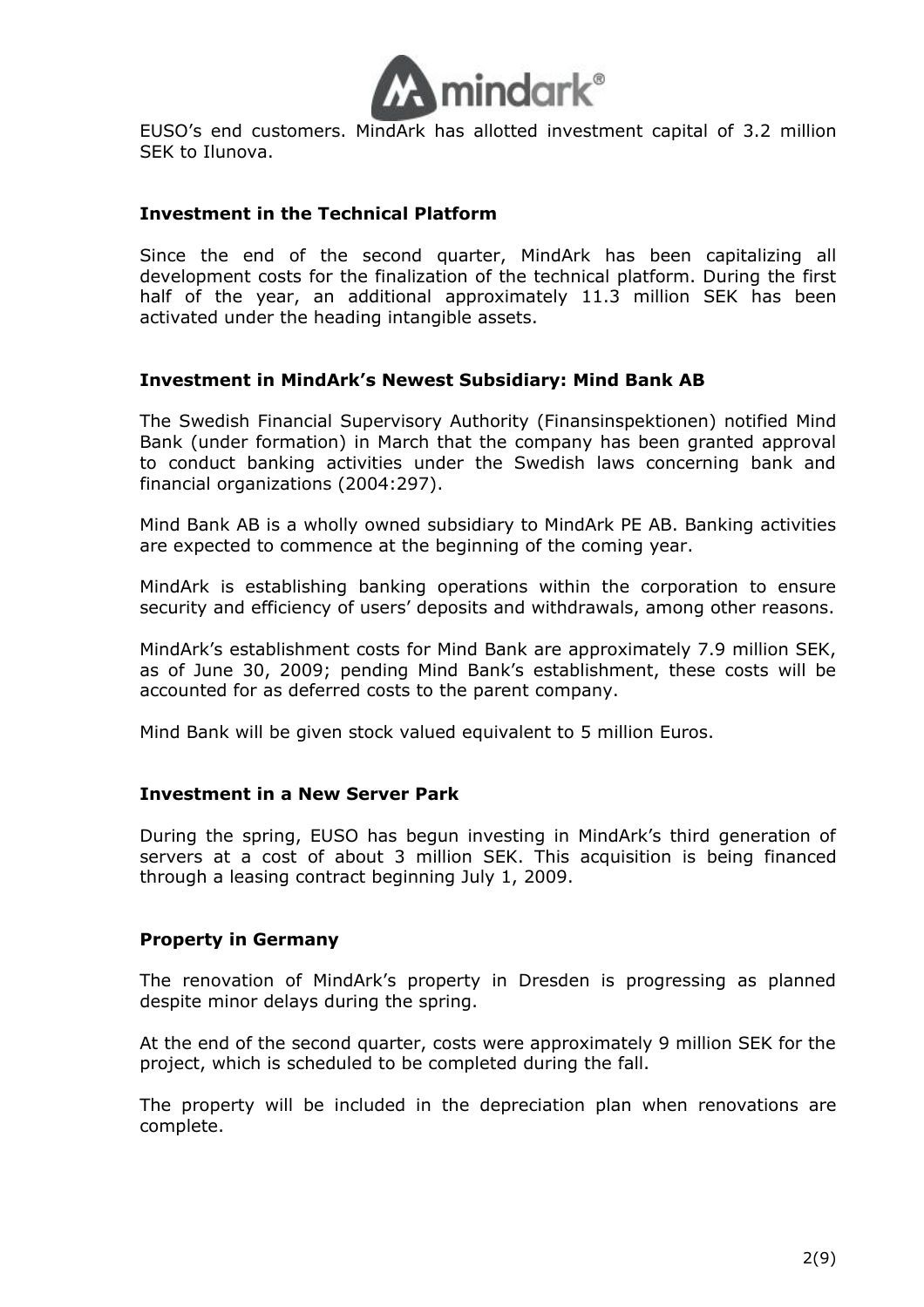EUSO's end customers. MindArk has allotted investment capital of 3.2 million SEK to Ilunova.

## Investment in the Technical Platform

Since the end of the second quarter, MindArk has been capitalizing all development costs for the finalization of the technical platform. During the first half of the year, an additional approximately 11.3 million SEK has been activated under the heading intangible assets.

## Investment in MindArk's Newest Subsidiary: Mind Bank AB

The Swedish Financial Supervisory Authority (Finansinspektionen) notified Mind Bank (under formation) in March that the company has been granted approval to conduct banking activities under the Swedish laws concerning bank and financial organizations (2004:297).

Mind Bank AB is a wholly owned subsidiary to MindArk PE AB. Banking activities are expected to commence at the beginning of the coming year.

MindArk is establishing banking operations within the corporation to ensure security and efficiency of users' deposits and withdrawals, among other reasons.

MindArk's establishment costs for Mind Bank are approximately 7.9 million SEK, as of June 30, 2009; pending Mind Bank's establishment, these costs will be accounted for as deferred costs to the parent company.

Mind Bank will be given stock valued equivalent to 5 million Euros.

## Investment in a New Server Park

During the spring, EUSO has begun investing in MindArk's third generation of servers at a cost of about 3 million SEK. This acquisition is being financed through a leasing contract beginning July 1, 2009.

## Property in Germany

The renovation of MindArk's property in Dresden is progressing as planned despite minor delays during the spring.

At the end of the second quarter, costs were approximately 9 million SEK for the project, which is scheduled to be completed during the fall.

The property will be included in the depreciation plan when renovations are complete.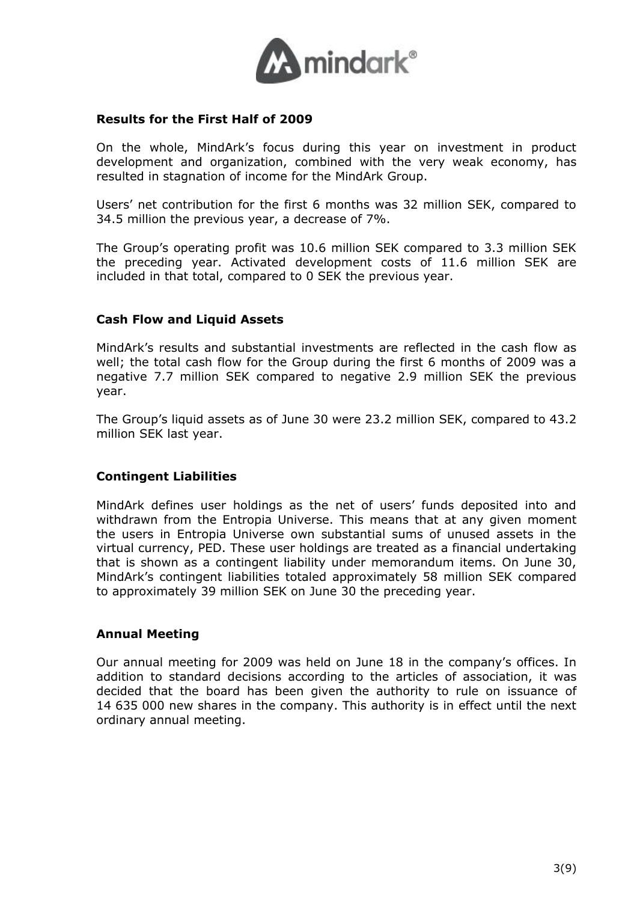## Results for the First Half of 2009

On the whole, MindArk's focus during this year on investment in product development and organization, combined with the very weak economy, has resulted in stagnation of income for the MindArk Group.

Users' net contribution for the first 6 months was 32 million SEK, compared to 34.5 million the previous year, a decrease of 7%.

The Group's operating profit was 10.6 million SEK compared to 3.3 million SEK the preceding year. Activated development costs of 11.6 million SEK are included in that total, compared to 0 SEK the previous year.

## Cash Flow and Liquid Assets

MindArk's results and substantial investments are reflected in the cash flow as well; the total cash flow for the Group during the first 6 months of 2009 was a negative 7.7 million SEK compared to negative 2.9 million SEK the previous year.

The Group's liquid assets as of June 30 were 23.2 million SEK, compared to 43.2 million SEK last year.

## Contingent Liabilities

MindArk defines user holdings as the net of users' funds deposited into and withdrawn from the Entropia Universe. This means that at any given moment the users in Entropia Universe own substantial sums of unused assets in the virtual currency, PED. These user holdings are treated as a financial undertaking that is shown as a contingent liability under memorandum items. On June 30, MindArk's contingent liabilities totaled approximately 58 million SEK compared to approximately 39 million SEK on June 30 the preceding year.

## Annual Meeting

Our annual meeting for 2009 was held on June 18 in the company's offices. In addition to standard decisions according to the articles of association, it was decided that the board has been given the authority to rule on issuance of 14 635 000 new shares in the company. This authority is in effect until the next ordinary annual meeting.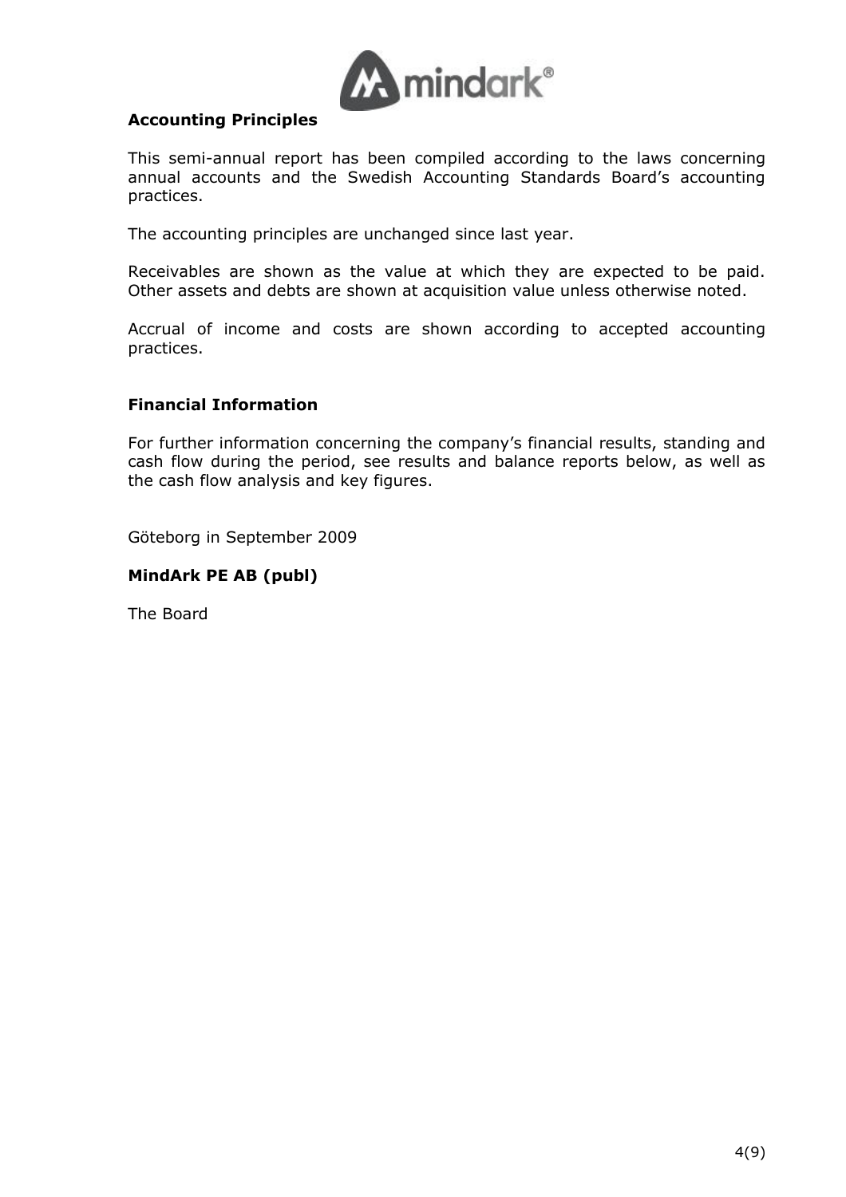## Accounting Principles

This semi-annual report has been compiled according to the laws concerning annual accounts and the Swedish Accounting Standards Board's accounting practices.

The accounting principles are unchanged since last year.

Receivables are shown as the value at which they are expected to be paid. Other assets and debts are shown at acquisition value unless otherwise noted.

Accrual of income and costs are shown according to accepted accounting practices.

## Financial Information

For further information concerning the company's financial results, standing and cash flow during the period, see results and balance reports below, as well as the cash flow analysis and key figures.

Göteborg in September 2009

**MindArk PE AB (publ)**

The Board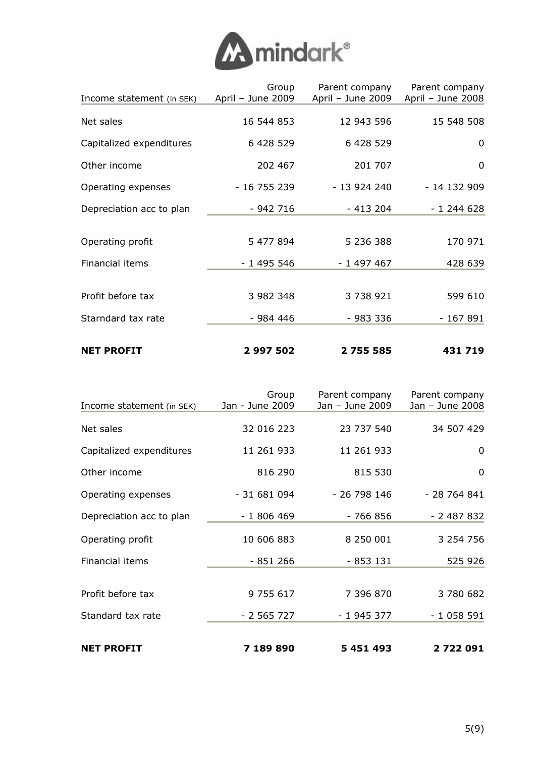| Income statement (in SEK) | Group April – June 2009 | Parent company April – June 2009 | Parent company April – June 2008 |
|---|---|---|---|
| Net sales | 16 544 853 | 12 943 596 | 15 548 508 |
| Capitalized expenditures | 6 428 529 | 6 428 529 | 0 |
| Other income | 202 467 | 201 707 | 0 |
| Operating expenses | - 16 755 239 | - 13 924 240 | - 14 132 909 |
| Depreciation acc to plan | - 942 716 | - 413 204 | - 1 244 628 |
| Operating profit | 5 477 894 | 5 236 388 | 170 971 |
| Financial items | - 1 495 546 | - 1 497 467 | 428 639 |
| Profit before tax | 3 982 348 | 3 738 921 | 599 610 |
| Starndard tax rate | - 984 446 | - 983 336 | - 167 891 |
| **NET PROFIT** | **2 997 502** | **2 755 585** | **431 719** |

| Income statement (in SEK) | Group Jan - June 2009 | Parent company Jan – June 2009 | Parent company Jan – June 2008 |
|---|---|---|---|
| Net sales | 32 016 223 | 23 737 540 | 34 507 429 |
| Capitalized expenditures | 11 261 933 | 11 261 933 | 0 |
| Other income | 816 290 | 815 530 | 0 |
| Operating expenses | - 31 681 094 | - 26 798 146 | - 28 764 841 |
| Depreciation acc to plan | - 1 806 469 | - 766 856 | - 2 487 832 |
| Operating profit | 10 606 883 | 8 250 001 | 3 254 756 |
| Financial items | - 851 266 | - 853 131 | 525 926 |
| Profit before tax | 9 755 617 | 7 396 870 | 3 780 682 |
| Standard tax rate | - 2 565 727 | - 1 945 377 | - 1 058 591 |
| **NET PROFIT** | **7 189 890** | **5 451 493** | **2 722 091** |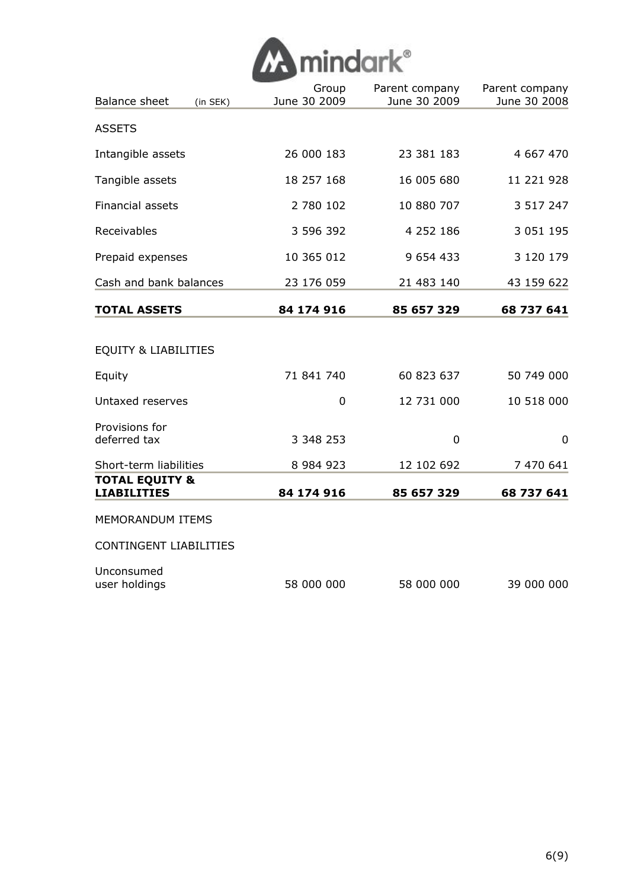| Balance sheet (in SEK) | Group June 30 2009 | Parent company June 30 2009 | Parent company June 30 2008 |
|---|---|---|---|
| ASSETS | | | |
| Intangible assets | 26 000 183 | 23 381 183 | 4 667 470 |
| Tangible assets | 18 257 168 | 16 005 680 | 11 221 928 |
| Financial assets | 2 780 102 | 10 880 707 | 3 517 247 |
| Receivables | 3 596 392 | 4 252 186 | 3 051 195 |
| Prepaid expenses | 10 365 012 | 9 654 433 | 3 120 179 |
| Cash and bank balances | 23 176 059 | 21 483 140 | 43 159 622 |
| **TOTAL ASSETS** | **84 174 916** | **85 657 329** | **68 737 641** |
| | | | |
| EQUITY & LIABILITIES | | | |
| Equity | 71 841 740 | 60 823 637 | 50 749 000 |
| Untaxed reserves | 0 | 12 731 000 | 10 518 000 |
| Provisions for deferred tax | 3 348 253 | 0 | 0 |
| Short-term liabilities | 8 984 923 | 12 102 692 | 7 470 641 |
| **TOTAL EQUITY & LIABILITIES** | **84 174 916** | **85 657 329** | **68 737 641** |
| MEMORANDUM ITEMS | | | |
| CONTINGENT LIABILITIES | | | |
| Unconsumed user holdings | 58 000 000 | 58 000 000 | 39 000 000 |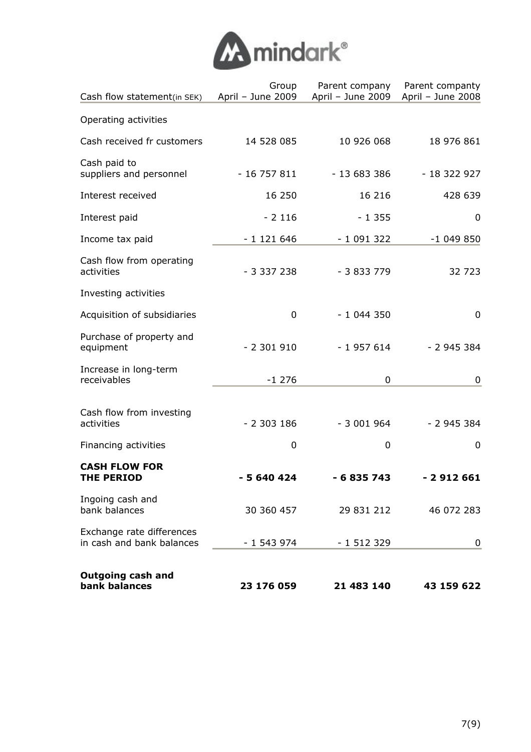| Cash flow statement(in SEK) | Group April – June 2009 | Parent company April – June 2009 | Parent compenty April – June 2008 |
|---|---|---|---|
| Operating activities | | | |
| Cash received fr customers | 14 528 085 | 10 926 068 | 18 976 861 |
| Cash paid to suppliers and personnel | - 16 757 811 | - 13 683 386 | - 18 322 927 |
| Interest received | 16 250 | 16 216 | 428 639 |
| Interest paid | - 2 116 | - 1 355 | 0 |
| Income tax paid | - 1 121 646 | - 1 091 322 | -1 049 850 |
| Cash flow from operating activities | - 3 337 238 | - 3 833 779 | 32 723 |
| Investing activities | | | |
| Acquisition of subsidiaries | 0 | - 1 044 350 | 0 |
| Purchase of property and equipment | - 2 301 910 | - 1 957 614 | - 2 945 384 |
| Increase in long-term receivables | -1 276 | 0 | 0 |
| Cash flow from investing activities | - 2 303 186 | - 3 001 964 | - 2 945 384 |
| Financing activities | 0 | 0 | 0 |
| **CASH FLOW FOR THE PERIOD** | **- 5 640 424** | **- 6 835 743** | **- 2 912 661** |
| Ingoing cash and bank balances | 30 360 457 | 29 831 212 | 46 072 283 |
| Exchange rate differences in cash and bank balances | - 1 543 974 | - 1 512 329 | 0 |
| **Outgoing cash and bank balances** | **23 176 059** | **21 483 140** | **43 159 622** |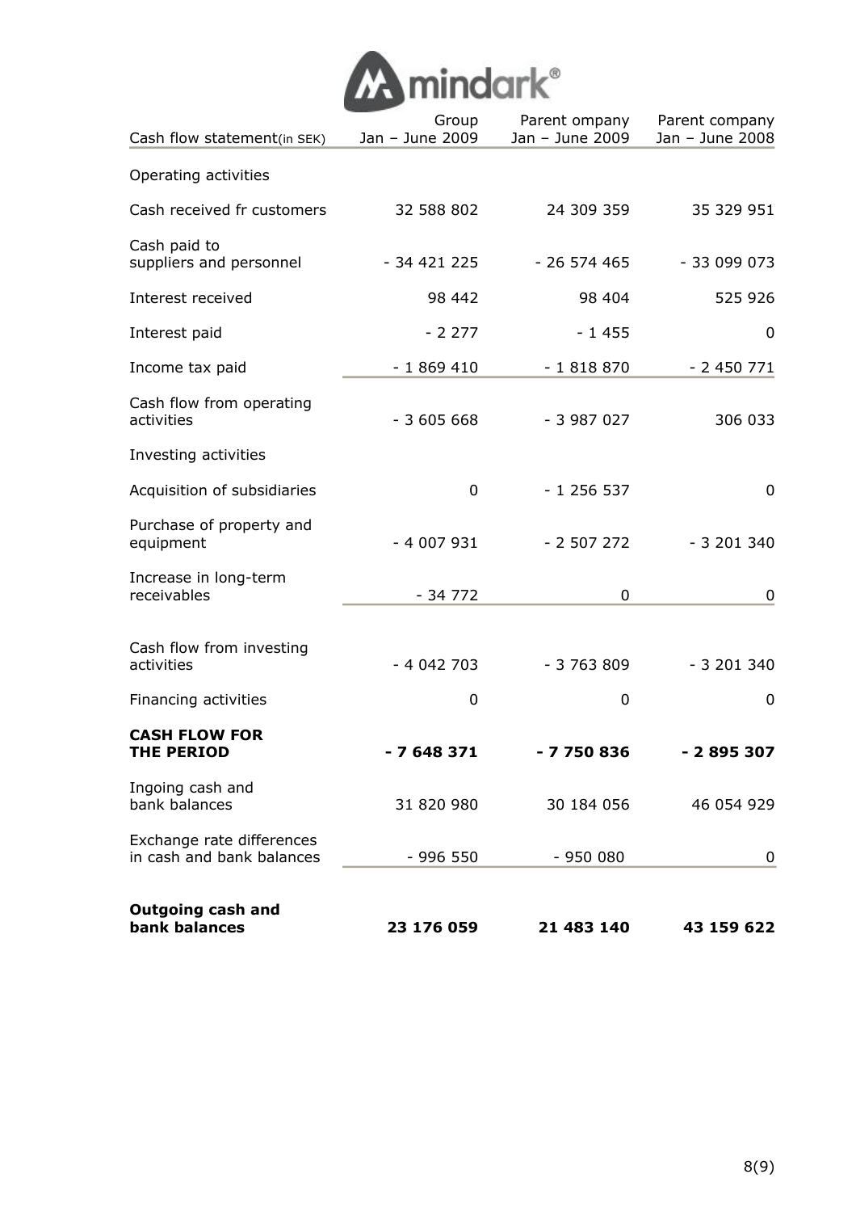| Cash flow statement(in SEK) | Group Jan – June 2009 | Parent ompany Jan – June 2009 | Parent company Jan – June 2008 |
|---|---|---|---|
| Operating activities | | | |
| Cash received fr customers | 32 588 802 | 24 309 359 | 35 329 951 |
| Cash paid to suppliers and personnel | - 34 421 225 | - 26 574 465 | - 33 099 073 |
| Interest received | 98 442 | 98 404 | 525 926 |
| Interest paid | - 2 277 | - 1 455 | 0 |
| Income tax paid | - 1 869 410 | - 1 818 870 | - 2 450 771 |
| Cash flow from operating activities | - 3 605 668 | - 3 987 027 | 306 033 |
| Investing activities | | | |
| Acquisition of subsidiaries | 0 | - 1 256 537 | 0 |
| Purchase of property and equipment | - 4 007 931 | - 2 507 272 | - 3 201 340 |
| Increase in long-term receivables | - 34 772 | 0 | 0 |
| Cash flow from investing activities | - 4 042 703 | - 3 763 809 | - 3 201 340 |
| Financing activities | 0 | 0 | 0 |
| **CASH FLOW FOR THE PERIOD** | **- 7 648 371** | **- 7 750 836** | **- 2 895 307** |
| Ingoing cash and bank balances | 31 820 980 | 30 184 056 | 46 054 929 |
| Exchange rate differences in cash and bank balances | - 996 550 | - 950 080 | 0 |
| **Outgoing cash and bank balances** | **23 176 059** | **21 483 140** | **43 159 622** |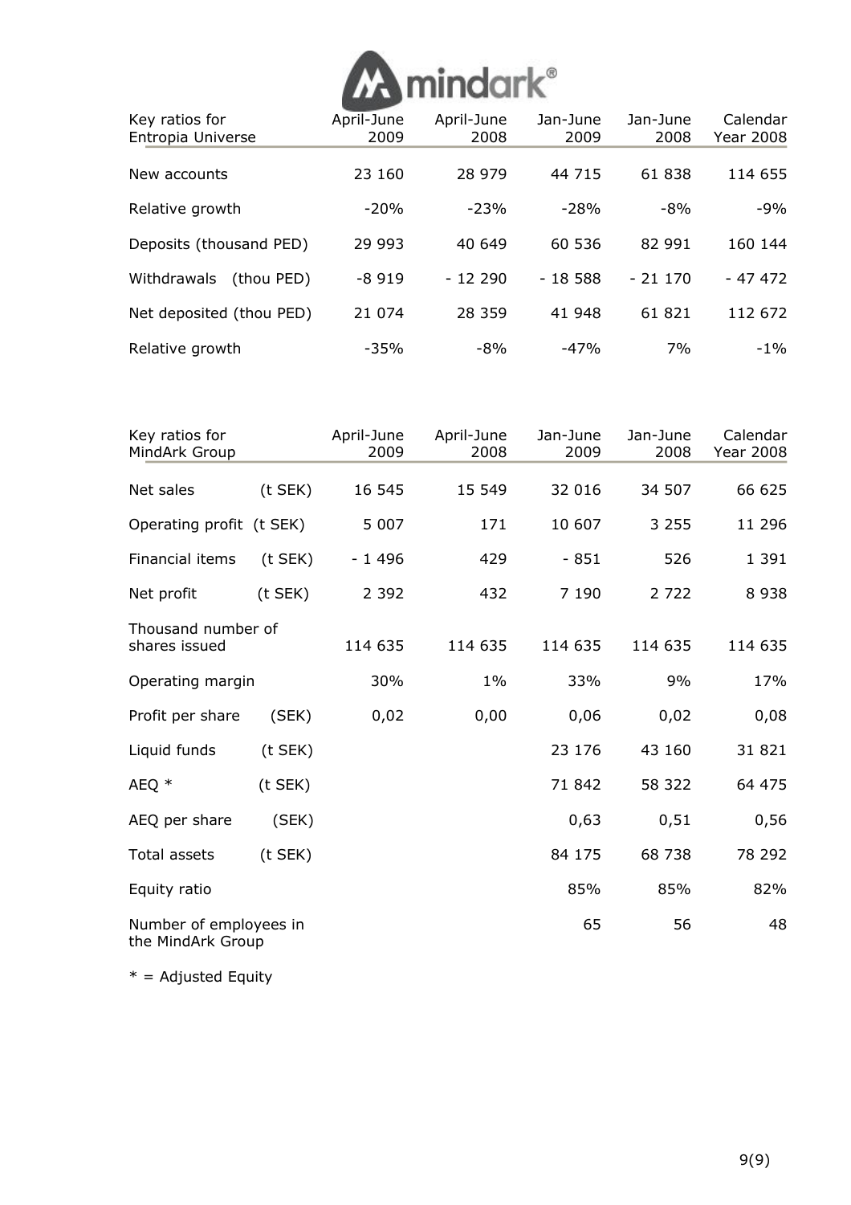| Key ratios for Entropia Universe | April-June 2009 | April-June 2008 | Jan-June 2009 | Jan-June 2008 | Calendar Year 2008 |
|---|---|---|---|---|---|
| New accounts | 23 160 | 28 979 | 44 715 | 61 838 | 114 655 |
| Relative growth | -20% | -23% | -28% | -8% | -9% |
| Deposits (thousand PED) | 29 993 | 40 649 | 60 536 | 82 991 | 160 144 |
| Withdrawals (thou PED) | -8 919 | - 12 290 | - 18 588 | - 21 170 | - 47 472 |
| Net deposited (thou PED) | 21 074 | 28 359 | 41 948 | 61 821 | 112 672 |
| Relative growth | -35% | -8% | -47% | 7% | -1% |

| Key ratios for MindArk Group | | April-June 2009 | April-June 2008 | Jan-June 2009 | Jan-June 2008 | Calendar Year 2008 |
|---|---|---|---|---|---|---|
| Net sales | (t SEK) | 16 545 | 15 549 | 32 016 | 34 507 | 66 625 |
| Operating profit | (t SEK) | 5 007 | 171 | 10 607 | 3 255 | 11 296 |
| Financial items | (t SEK) | - 1 496 | 429 | - 851 | 526 | 1 391 |
| Net profit | (t SEK) | 2 392 | 432 | 7 190 | 2 722 | 8 938 |
| Thousand number of shares issued | | 114 635 | 114 635 | 114 635 | 114 635 | 114 635 |
| Operating margin | | 30% | 1% | 33% | 9% | 17% |
| Profit per share | (SEK) | 0,02 | 0,00 | 0,06 | 0,02 | 0,08 |
| Liquid funds | (t SEK) | | | 23 176 | 43 160 | 31 821 |
| AEQ * | (t SEK) | | | 71 842 | 58 322 | 64 475 |
| AEQ per share | (SEK) | | | 0,63 | 0,51 | 0,56 |
| Total assets | (t SEK) | | | 84 175 | 68 738 | 78 292 |
| Equity ratio | | | | 85% | 85% | 82% |
| Number of employees in the MindArk Group | | | | 65 | 56 | 48 |

* = Adjusted Equity